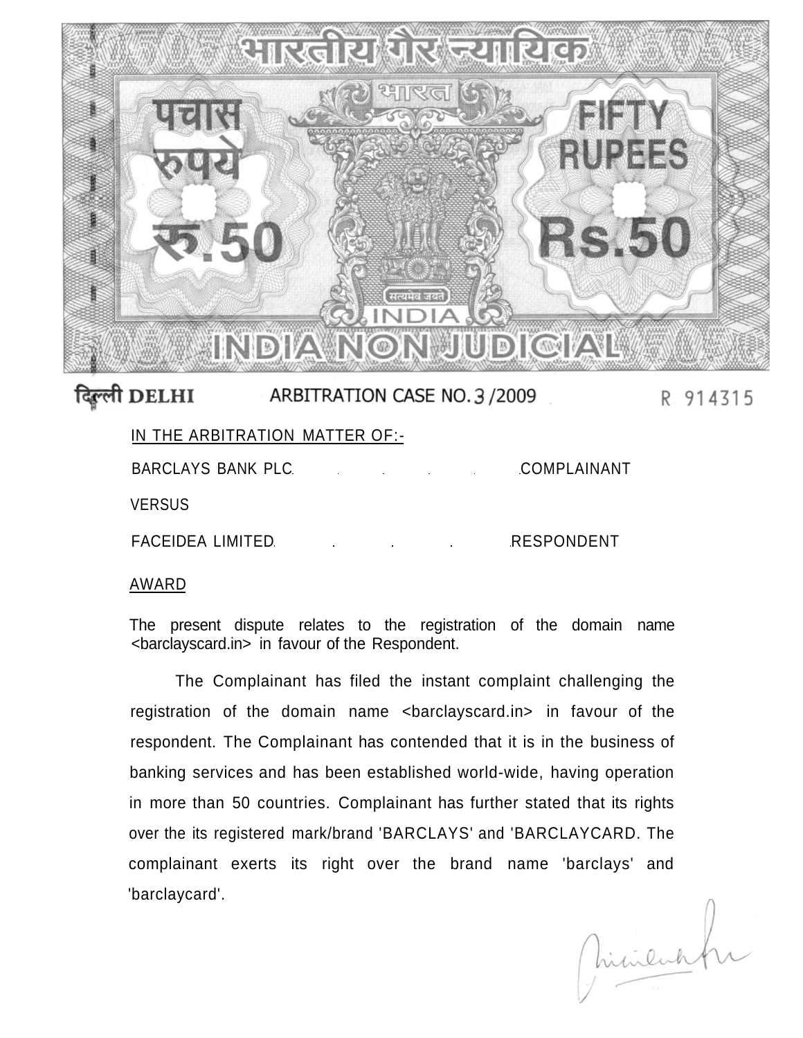भारतीय गैर न्यायिक

भारत

पचास रुपये रु.50

FIFTY RUPEES Rs.50

सत्यमेव जयते

INDIA

INDIA NON JUDICIAL

दिल्ली DELHI ARBITRATION CASE NO. 3 /2009 R 914315

IN THE ARBITRATION MATTER OF:-

BARCLAYS BANK PLC. . . . . . .COMPLAINANT

VERSUS

FACEIDEA LIMITED. . . . .RESPONDENT

AWARD

The present dispute relates to the registration of the domain name <barclayscard.in> in favour of the Respondent.

The Complainant has filed the instant complaint challenging the registration of the domain name <barclayscard.in> in favour of the respondent. The Complainant has contended that it is in the business of banking services and has been established world-wide, having operation in more than 50 countries. Complainant has further stated that its rights over the its registered mark/brand 'BARCLAYS' and 'BARCLAYCARD. The complainant exerts its right over the brand name 'barclays' and 'barclaycard'.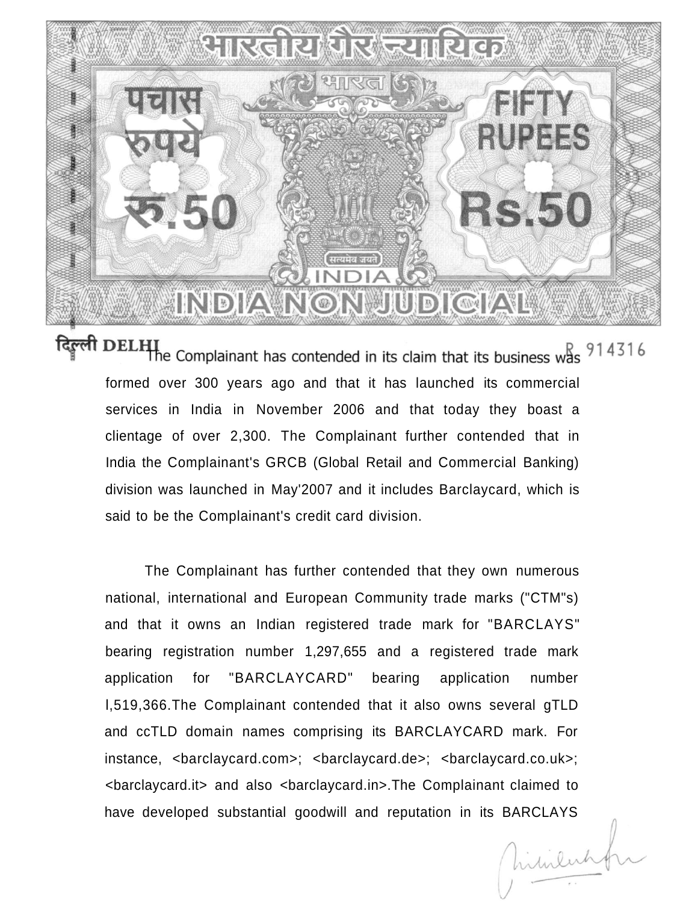The Complainant has contended in its claim that its business was formed over 300 years ago and that it has launched its commercial services in India in November 2006 and that today they boast a clientage of over 2,300. The Complainant further contended that in India the Complainant's GRCB (Global Retail and Commercial Banking) division was launched in May'2007 and it includes Barclaycard, which is said to be the Complainant's credit card division.

The Complainant has further contended that they own numerous national, international and European Community trade marks ("CTM"s) and that it owns an Indian registered trade mark for "BARCLAYS" bearing registration number 1,297,655 and a registered trade mark application for "BARCLAYCARD" bearing application number l,519,366.The Complainant contended that it also owns several gTLD and ccTLD domain names comprising its BARCLAYCARD mark. For instance, <barclaycard.com>; <barclaycard.de>; <barclaycard.co.uk>; <barclaycard.it> and also <barclaycard.in>.The Complainant claimed to have developed substantial goodwill and reputation in its BARCLAYS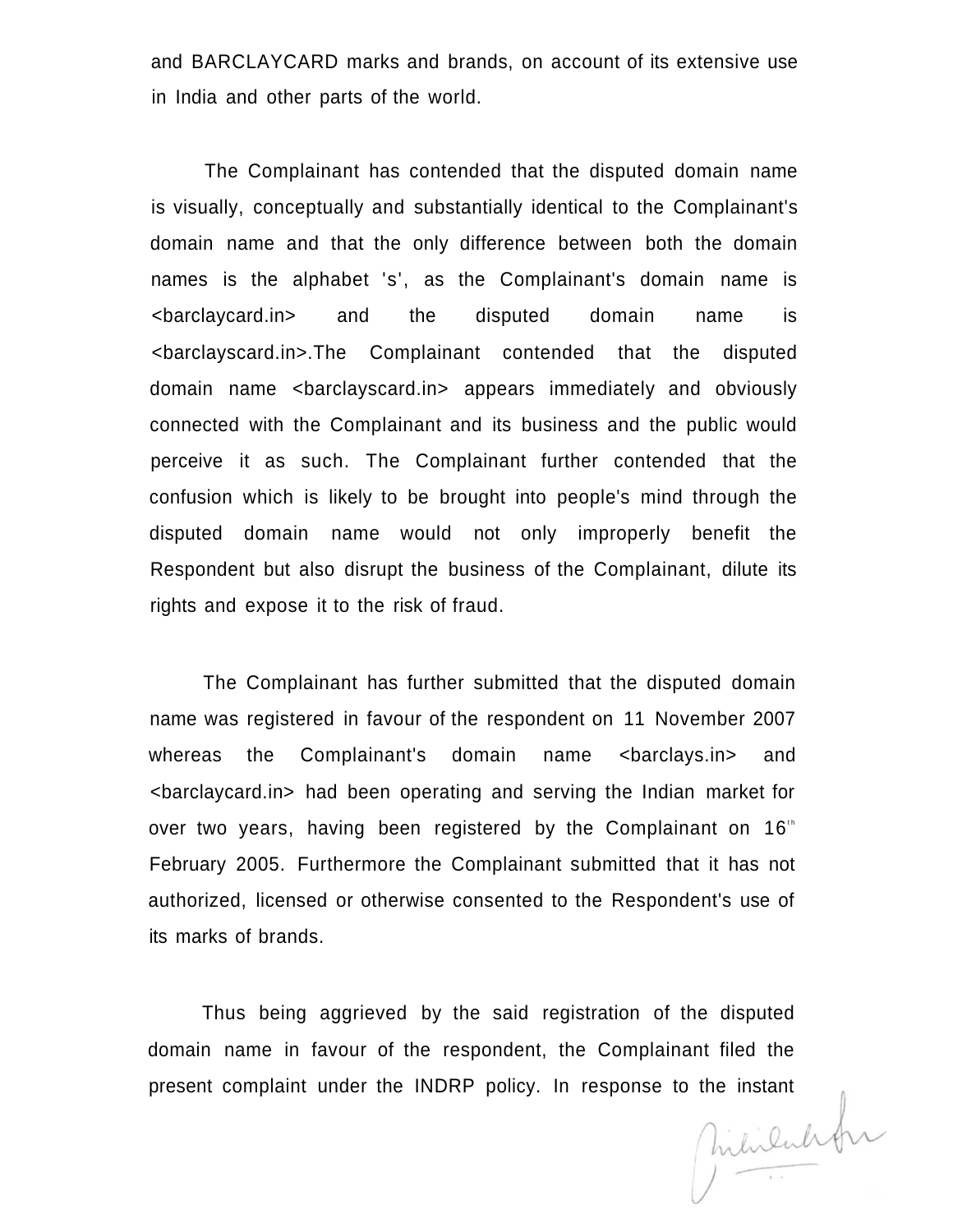and BARCLAYCARD marks and brands, on account of its extensive use in India and other parts of the world.

The Complainant has contended that the disputed domain name is visually, conceptually and substantially identical to the Complainant's domain name and that the only difference between both the domain names is the alphabet 's', as the Complainant's domain name is <barclaycard.in> and the disputed domain name is <barclayscard.in>.The Complainant contended that the disputed domain name <barclayscard.in> appears immediately and obviously connected with the Complainant and its business and the public would perceive it as such. The Complainant further contended that the confusion which is likely to be brought into people's mind through the disputed domain name would not only improperly benefit the Respondent but also disrupt the business of the Complainant, dilute its rights and expose it to the risk of fraud.

The Complainant has further submitted that the disputed domain name was registered in favour of the respondent on 11 November 2007 whereas the Complainant's domain name <barclays.in> and <barclaycard.in> had been operating and serving the Indian market for over two years, having been registered by the Complainant on 16th February 2005. Furthermore the Complainant submitted that it has not authorized, licensed or otherwise consented to the Respondent's use of its marks of brands.

Thus being aggrieved by the said registration of the disputed domain name in favour of the respondent, the Complainant filed the present complaint under the INDRP policy. In response to the instant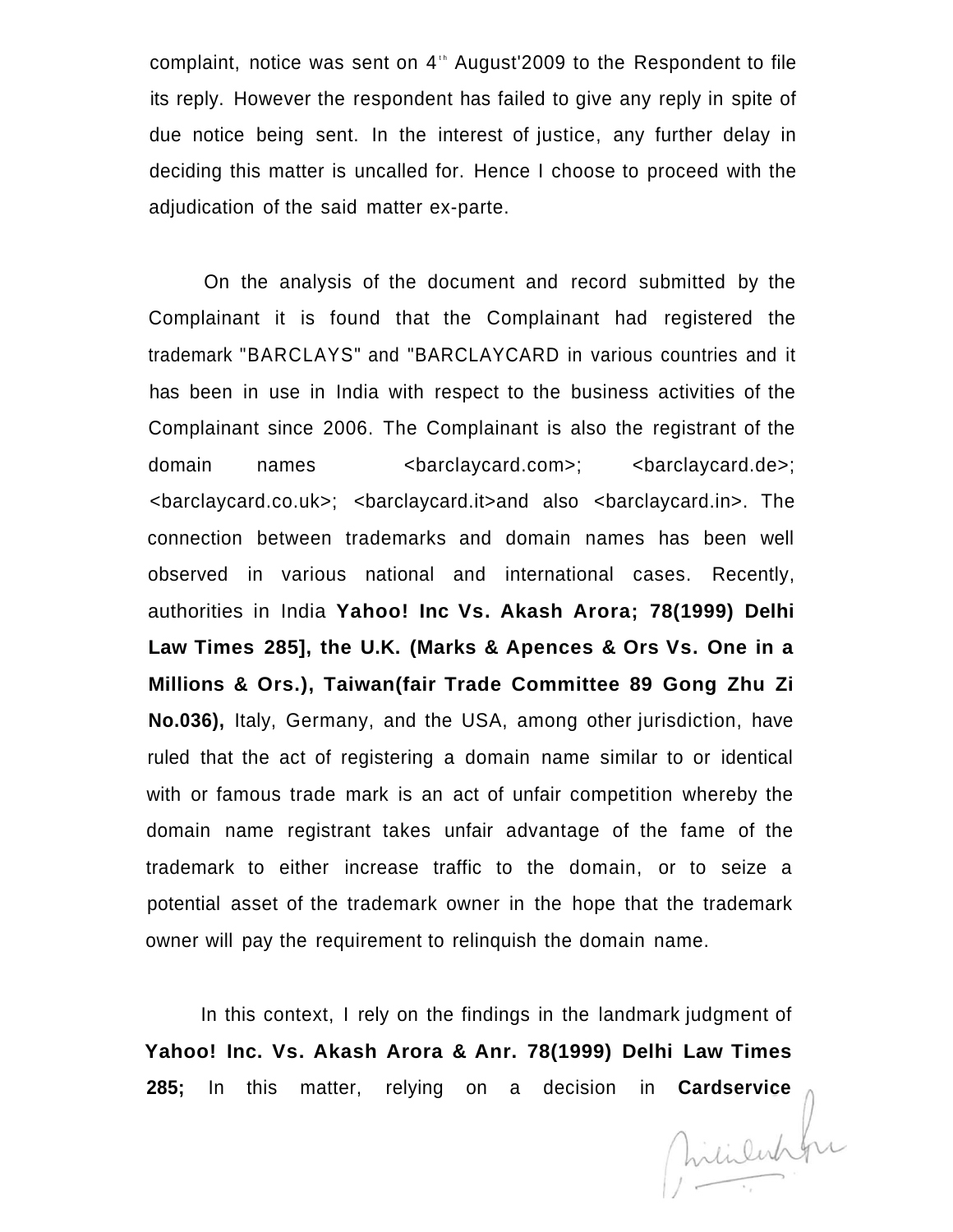complaint, notice was sent on 4th August'2009 to the Respondent to file its reply. However the respondent has failed to give any reply in spite of due notice being sent. In the interest of justice, any further delay in deciding this matter is uncalled for. Hence I choose to proceed with the adjudication of the said matter ex-parte.

On the analysis of the document and record submitted by the Complainant it is found that the Complainant had registered the trademark "BARCLAYS" and "BARCLAYCARD in various countries and it has been in use in India with respect to the business activities of the Complainant since 2006. The Complainant is also the registrant of the domain names <barclaycard.com>; <barclaycard.de>; <barclaycard.co.uk>; <barclaycard.it>and also <barclaycard.in>. The connection between trademarks and domain names has been well observed in various national and international cases. Recently, authorities in India **Yahoo! Inc Vs. Akash Arora; 78(1999) Delhi Law Times 285], the U.K. (Marks & Apences & Ors Vs. One in a Millions & Ors.), Taiwan(fair Trade Committee 89 Gong Zhu Zi No.036),** Italy, Germany, and the USA, among other jurisdiction, have ruled that the act of registering a domain name similar to or identical with or famous trade mark is an act of unfair competition whereby the domain name registrant takes unfair advantage of the fame of the trademark to either increase traffic to the domain, or to seize a potential asset of the trademark owner in the hope that the trademark owner will pay the requirement to relinquish the domain name.

In this context, I rely on the findings in the landmark judgment of **Yahoo! Inc. Vs. Akash Arora & Anr. 78(1999) Delhi Law Times 285;** In this matter, relying on a decision in **Cardservice**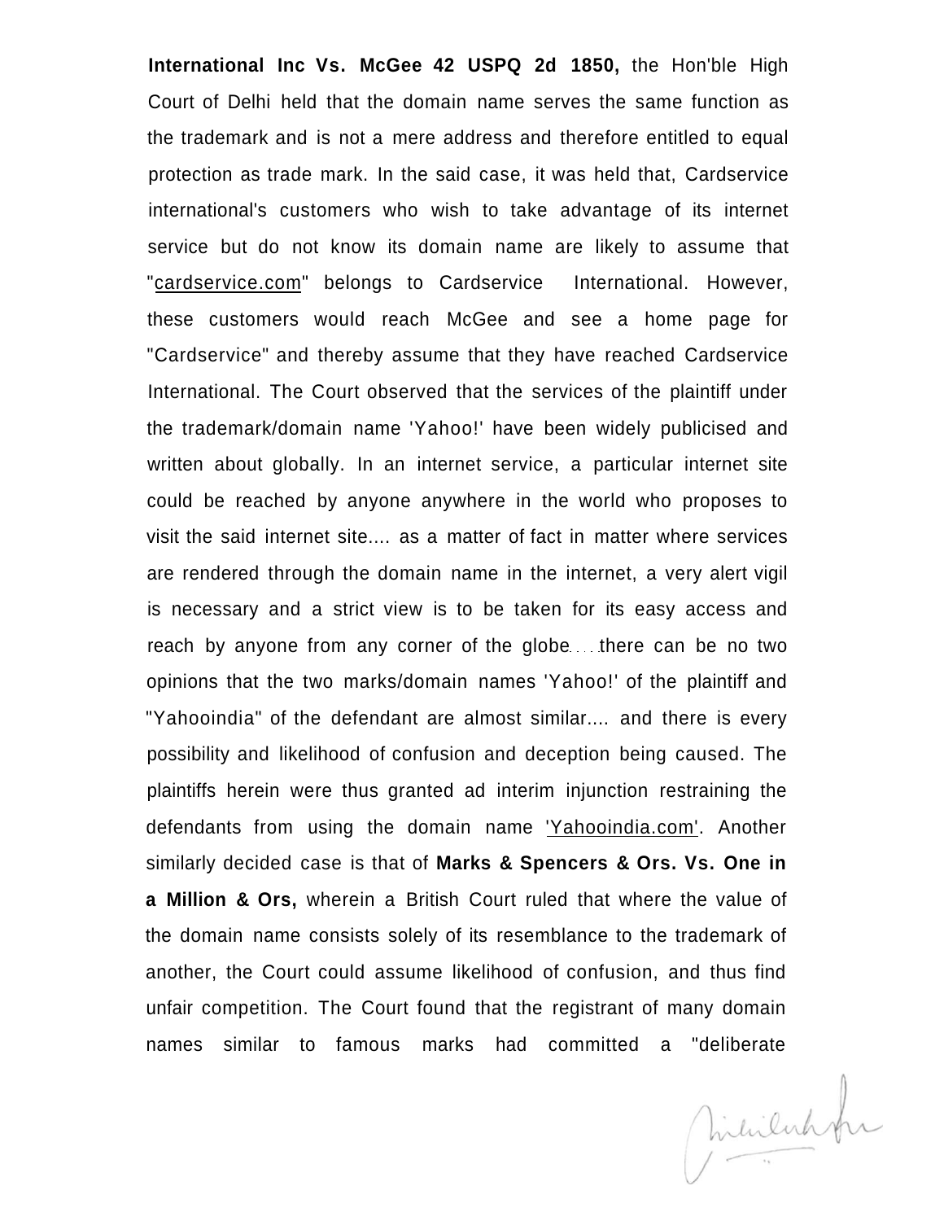**International Inc Vs. McGee 42 USPQ 2d 1850,** the Hon'ble High Court of Delhi held that the domain name serves the same function as the trademark and is not a mere address and therefore entitled to equal protection as trade mark. In the said case, it was held that, Cardservice international's customers who wish to take advantage of its internet service but do not know its domain name are likely to assume that "cardservice.com" belongs to Cardservice International. However, these customers would reach McGee and see a home page for "Cardservice" and thereby assume that they have reached Cardservice International. The Court observed that the services of the plaintiff under the trademark/domain name 'Yahoo!' have been widely publicised and written about globally. In an internet service, a particular internet site could be reached by anyone anywhere in the world who proposes to visit the said internet site.... as a matter of fact in matter where services are rendered through the domain name in the internet, a very alert vigil is necessary and a strict view is to be taken for its easy access and reach by anyone from any corner of the globe.....there can be no two opinions that the two marks/domain names 'Yahoo!' of the plaintiff and "Yahooindia" of the defendant are almost similar.... and there is every possibility and likelihood of confusion and deception being caused. The plaintiffs herein were thus granted ad interim injunction restraining the defendants from using the domain name 'Yahooindia.com'. Another similarly decided case is that of **Marks & Spencers & Ors. Vs. One in a Million & Ors,** wherein a British Court ruled that where the value of the domain name consists solely of its resemblance to the trademark of another, the Court could assume likelihood of confusion, and thus find unfair competition. The Court found that the registrant of many domain names similar to famous marks had committed a "deliberate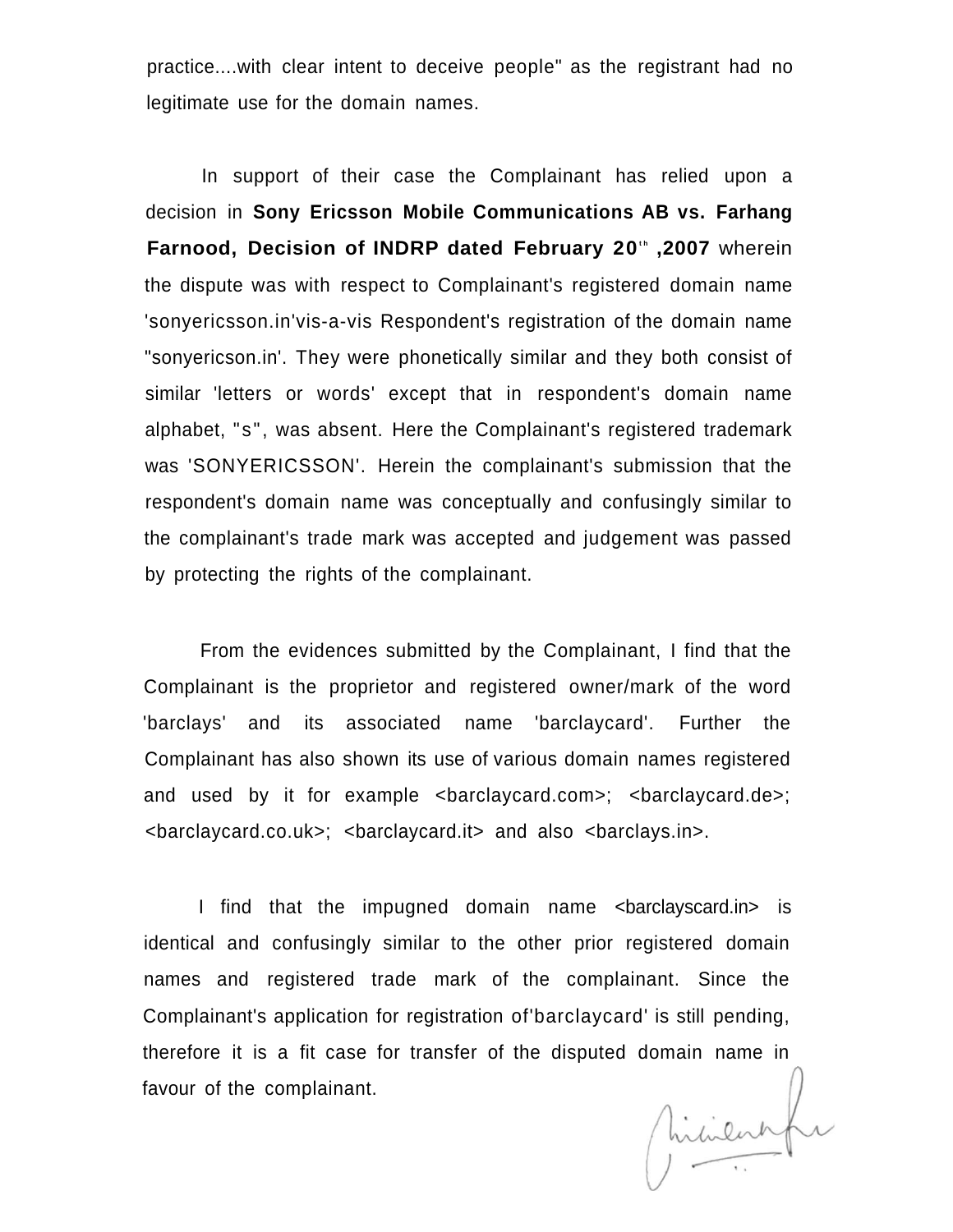practice....with clear intent to deceive people" as the registrant had no legitimate use for the domain names.

In support of their case the Complainant has relied upon a decision in **Sony Ericsson Mobile Communications AB vs. Farhang Farnood, Decision of INDRP dated February 20th ,2007** wherein the dispute was with respect to Complainant's registered domain name 'sonyericsson.in'vis-a-vis Respondent's registration of the domain name "sonyericson.in'. They were phonetically similar and they both consist of similar 'letters or words' except that in respondent's domain name alphabet, "s", was absent. Here the Complainant's registered trademark was 'SONYERICSSON'. Herein the complainant's submission that the respondent's domain name was conceptually and confusingly similar to the complainant's trade mark was accepted and judgement was passed by protecting the rights of the complainant.

From the evidences submitted by the Complainant, I find that the Complainant is the proprietor and registered owner/mark of the word 'barclays' and its associated name 'barclaycard'. Further the Complainant has also shown its use of various domain names registered and used by it for example <barclaycard.com>; <barclaycard.de>; <barclaycard.co.uk>; <barclaycard.it> and also <barclays.in>.

I find that the impugned domain name <barclayscard.in> is identical and confusingly similar to the other prior registered domain names and registered trade mark of the complainant. Since the Complainant's application for registration of'barclaycard' is still pending, therefore it is a fit case for transfer of the disputed domain name in favour of the complainant.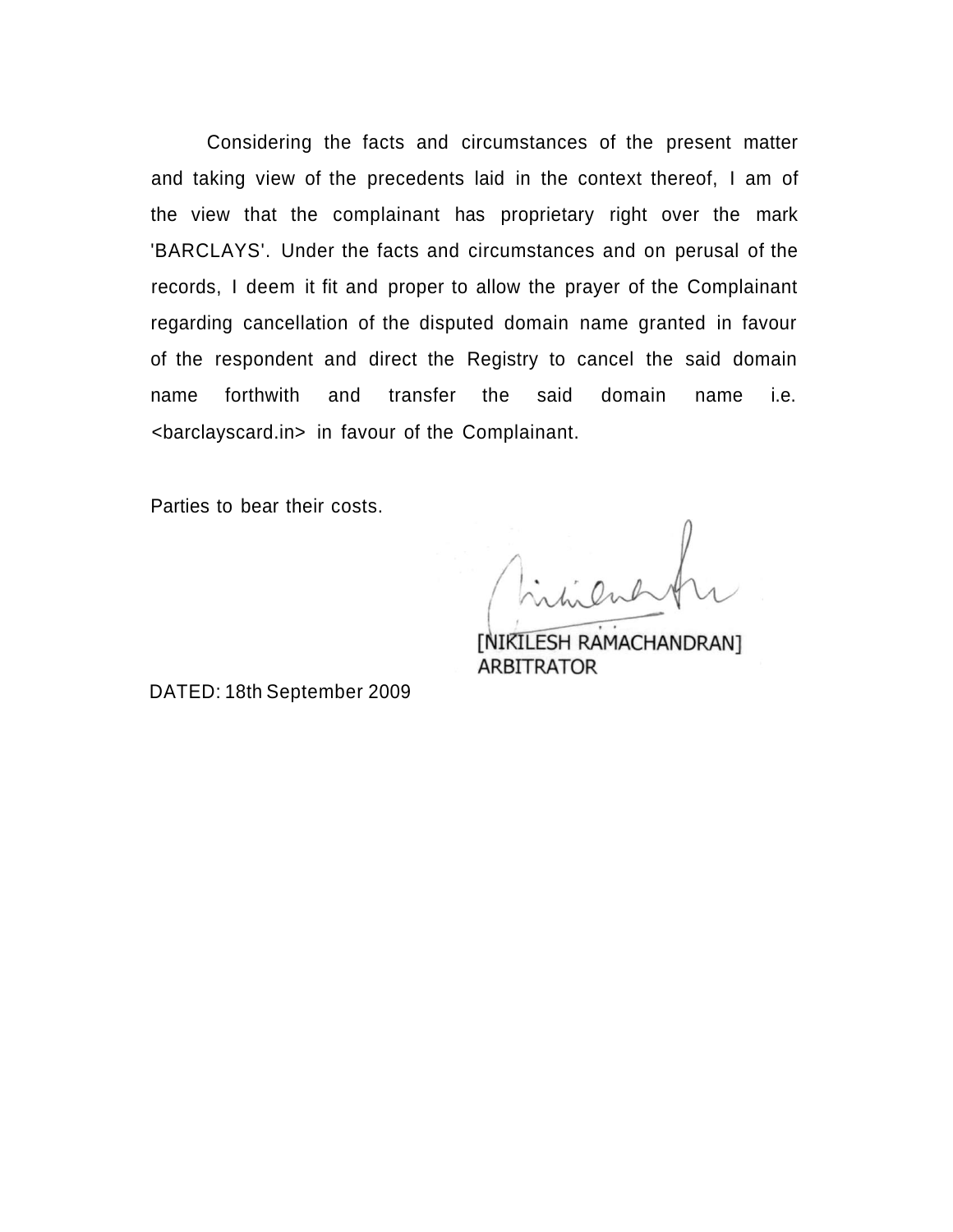Considering the facts and circumstances of the present matter and taking view of the precedents laid in the context thereof, I am of the view that the complainant has proprietary right over the mark 'BARCLAYS'. Under the facts and circumstances and on perusal of the records, I deem it fit and proper to allow the prayer of the Complainant regarding cancellation of the disputed domain name granted in favour of the respondent and direct the Registry to cancel the said domain name forthwith and transfer the said domain name i.e. <barclayscard.in> in favour of the Complainant.

Parties to bear their costs.

[NIKILESH RAMACHANDRAN]
ARBITRATOR

DATED: 18th September 2009